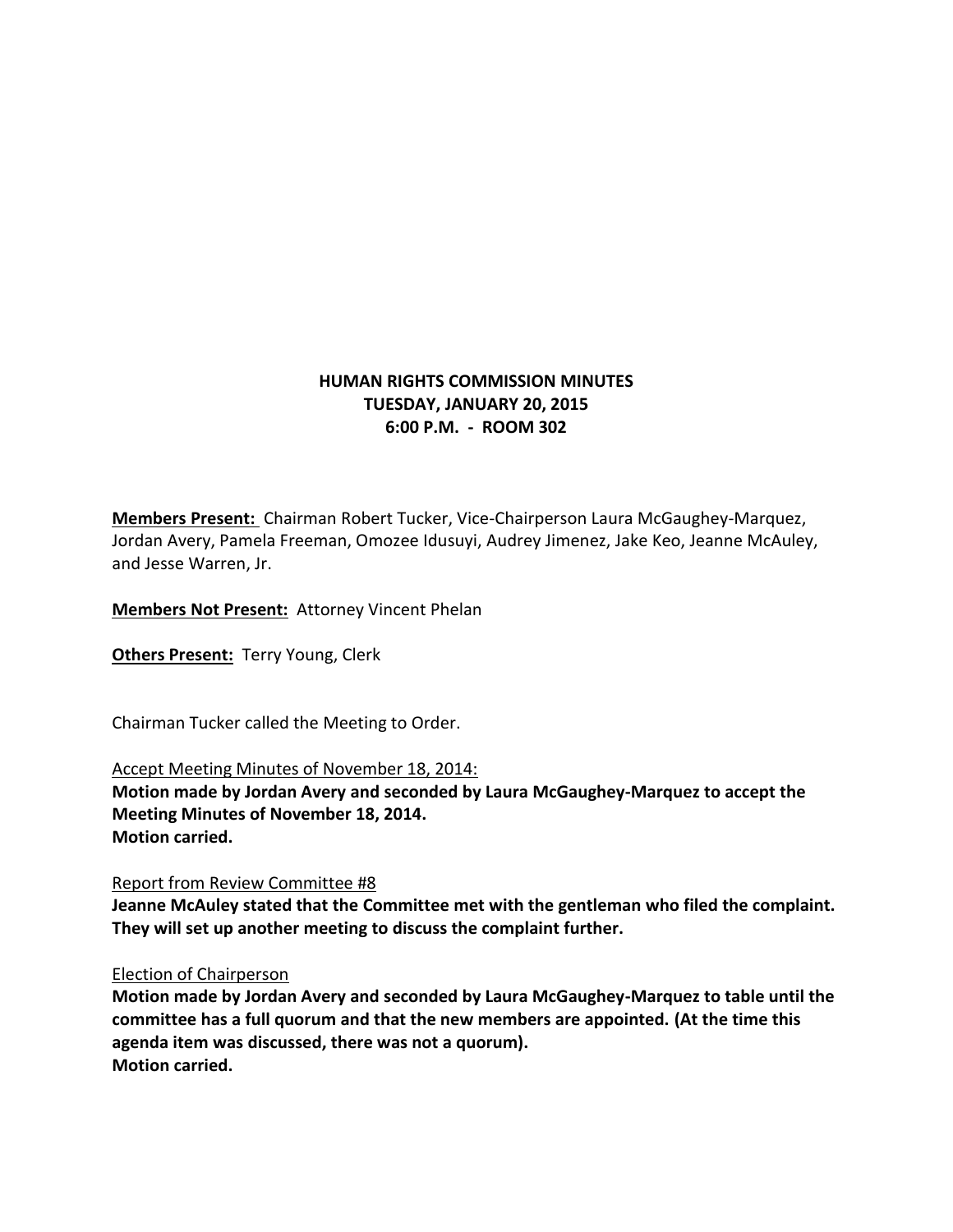**HUMAN RIGHTS COMMISSION MINUTES**
**TUESDAY, JANUARY 20, 2015**
**6:00 P.M. - ROOM 302**

**Members Present:** Chairman Robert Tucker, Vice-Chairperson Laura McGaughey-Marquez, Jordan Avery, Pamela Freeman, Omozee Idusuyi, Audrey Jimenez, Jake Keo, Jeanne McAuley, and Jesse Warren, Jr.

**Members Not Present:** Attorney Vincent Phelan

**Others Present:** Terry Young, Clerk

Chairman Tucker called the Meeting to Order.

Accept Meeting Minutes of November 18, 2014:

**Motion made by Jordan Avery and seconded by Laura McGaughey-Marquez to accept the Meeting Minutes of November 18, 2014.**
**Motion carried.**

Report from Review Committee #8

**Jeanne McAuley stated that the Committee met with the gentleman who filed the complaint. They will set up another meeting to discuss the complaint further.**

Election of Chairperson

**Motion made by Jordan Avery and seconded by Laura McGaughey-Marquez to table until the committee has a full quorum and that the new members are appointed. (At the time this agenda item was discussed, there was not a quorum).**
**Motion carried.**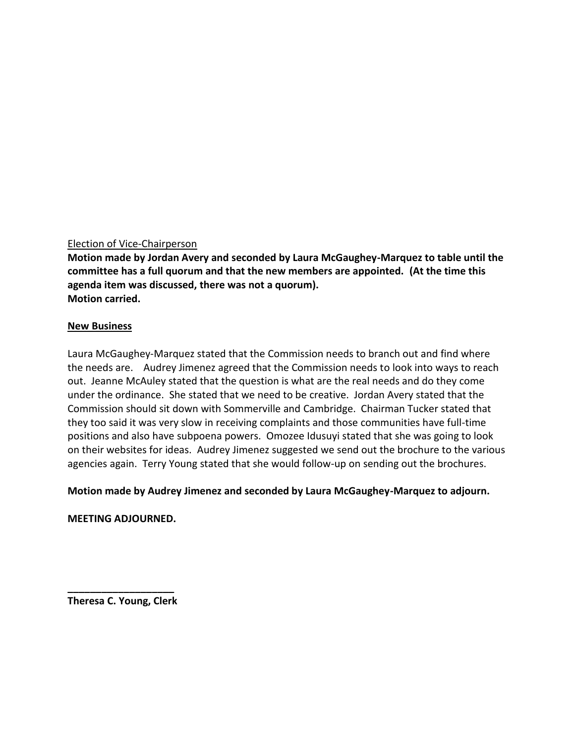Election of Vice-Chairperson

**Motion made by Jordan Avery and seconded by Laura McGaughey-Marquez to table until the committee has a full quorum and that the new members are appointed. (At the time this agenda item was discussed, there was not a quorum).**
**Motion carried.**

**New Business**

Laura McGaughey-Marquez stated that the Commission needs to branch out and find where the needs are. Audrey Jimenez agreed that the Commission needs to look into ways to reach out. Jeanne McAuley stated that the question is what are the real needs and do they come under the ordinance. She stated that we need to be creative. Jordan Avery stated that the Commission should sit down with Sommerville and Cambridge. Chairman Tucker stated that they too said it was very slow in receiving complaints and those communities have full-time positions and also have subpoena powers. Omozee Idusuyi stated that she was going to look on their websites for ideas. Audrey Jimenez suggested we send out the brochure to the various agencies again. Terry Young stated that she would follow-up on sending out the brochures.

**Motion made by Audrey Jimenez and seconded by Laura McGaughey-Marquez to adjourn.**

**MEETING ADJOURNED.**

**___________________**
**Theresa C. Young, Clerk**